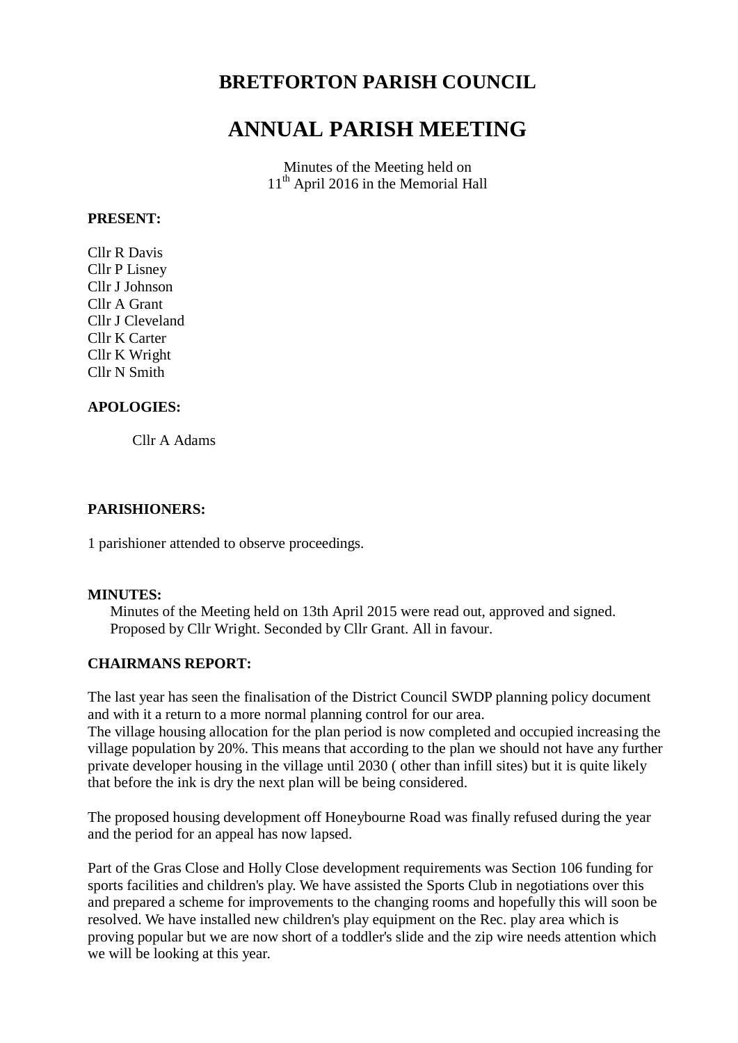# BRETFORTON PARISH COUNCIL

# ANNUAL PARISH MEETING

Minutes of the Meeting held on
11th April 2016 in the Memorial Hall

**PRESENT:**

Cllr R Davis
Cllr P Lisney
Cllr J Johnson
Cllr A Grant
Cllr J Cleveland
Cllr K Carter
Cllr K Wright
Cllr N Smith

**APOLOGIES:**

Cllr A Adams

**PARISHIONERS:**

1 parishioner attended to observe proceedings.

**MINUTES:**

Minutes of the Meeting held on 13th April 2015 were read out, approved and signed. Proposed by Cllr Wright. Seconded by Cllr Grant. All in favour.

**CHAIRMANS REPORT:**

The last year has seen the finalisation of the District Council SWDP planning policy document and with it a return to a more normal planning control for our area.
The village housing allocation for the plan period is now completed and occupied increasing the village population by 20%. This means that according to the plan we should not have any further private developer housing in the village until 2030 ( other than infill sites) but it is quite likely that before the ink is dry the next plan will be being considered.

The proposed housing development off Honeybourne Road was finally refused during the year and the period for an appeal has now lapsed.

Part of the Gras Close and Holly Close development requirements was Section 106 funding for sports facilities and children's play. We have assisted the Sports Club in negotiations over this and prepared a scheme for improvements to the changing rooms and hopefully this will soon be resolved. We have installed new children's play equipment on the Rec. play area which is proving popular but we are now short of a toddler's slide and the zip wire needs attention which we will be looking at this year.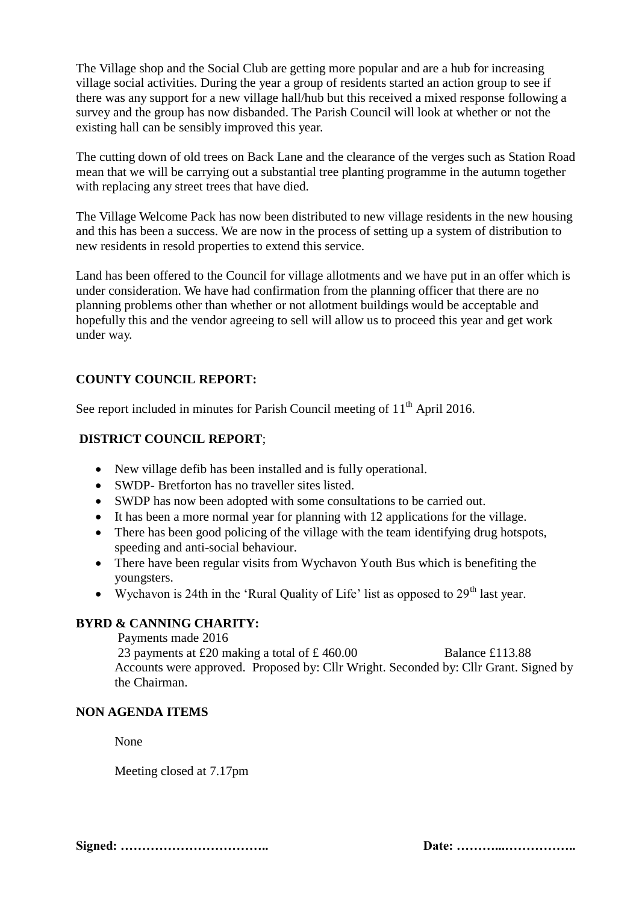The Village shop and the Social Club are getting more popular and are a hub for increasing village social activities. During the year a group of residents started an action group to see if there was any support for a new village hall/hub but this received a mixed response following a survey and the group has now disbanded. The Parish Council will look at whether or not the existing hall can be sensibly improved this year.

The cutting down of old trees on Back Lane and the clearance of the verges such as Station Road mean that we will be carrying out a substantial tree planting programme in the autumn together with replacing any street trees that have died.

The Village Welcome Pack has now been distributed to new village residents in the new housing and this has been a success. We are now in the process of setting up a system of distribution to new residents in resold properties to extend this service.

Land has been offered to the Council for village allotments and we have put in an offer which is under consideration. We have had confirmation from the planning officer that there are no planning problems other than whether or not allotment buildings would be acceptable and hopefully this and the vendor agreeing to sell will allow us to proceed this year and get work under way.

**COUNTY COUNCIL REPORT:**

See report included in minutes for Parish Council meeting of 11th April 2016.

**DISTRICT COUNCIL REPORT**;

- New village defib has been installed and is fully operational.
- SWDP- Bretforton has no traveller sites listed.
- SWDP has now been adopted with some consultations to be carried out.
- It has been a more normal year for planning with 12 applications for the village.
- There has been good policing of the village with the team identifying drug hotspots, speeding and anti-social behaviour.
- There have been regular visits from Wychavon Youth Bus which is benefiting the youngsters.
- Wychavon is 24th in the 'Rural Quality of Life' list as opposed to 29th last year.

**BYRD & CANNING CHARITY:**

Payments made 2016

23 payments at £20 making a total of £ 460.00 Balance £113.88

Accounts were approved. Proposed by: Cllr Wright. Seconded by: Cllr Grant. Signed by the Chairman.

**NON AGENDA ITEMS**

None

Meeting closed at 7.17pm

**Signed: ……………………………..** **Date: ………..……………..**